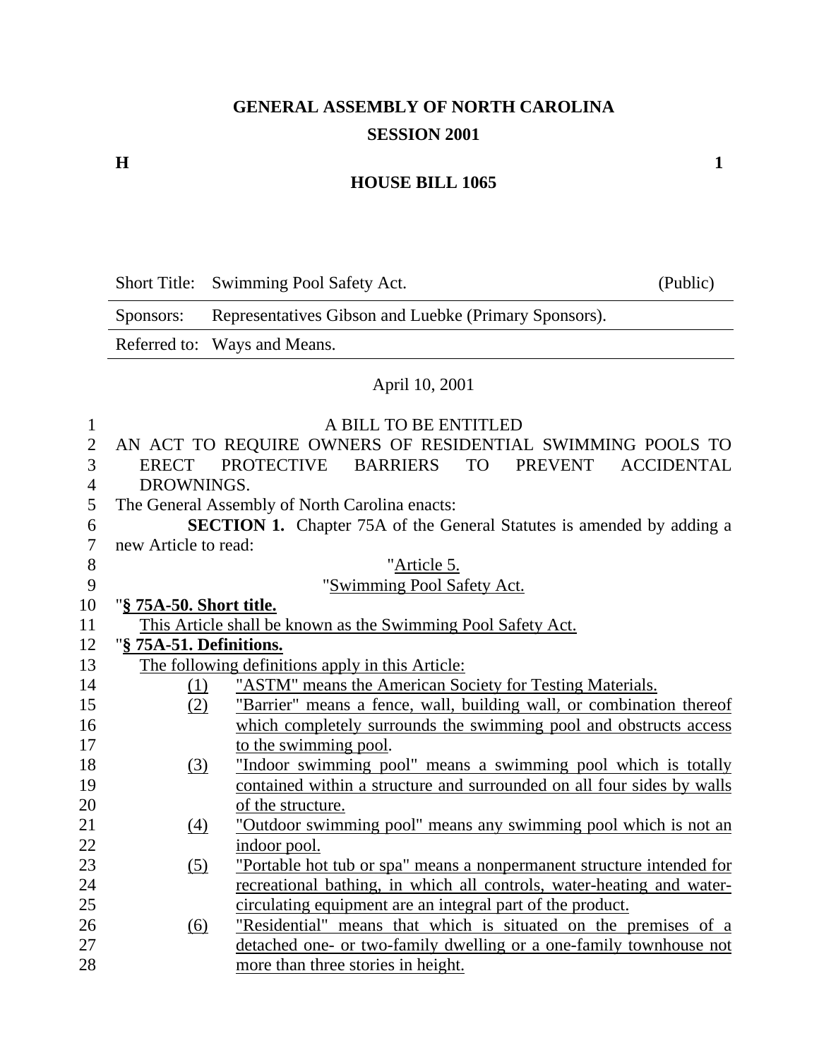# GENERAL ASSEMBLY OF NORTH CAROLINA
## SESSION 2001

**H** **1**

## HOUSE BILL 1065

| | | |
|---|---|---|
| Short Title: | Swimming Pool Safety Act. | (Public) |
| Sponsors: | Representatives Gibson and Luebke (Primary Sponsors). | |
| Referred to: | Ways and Means. | |

April 10, 2001

A BILL TO BE ENTITLED

AN ACT TO REQUIRE OWNERS OF RESIDENTIAL SWIMMING POOLS TO ERECT PROTECTIVE BARRIERS TO PREVENT ACCIDENTAL DROWNINGS.

The General Assembly of North Carolina enacts:

**SECTION 1.** Chapter 75A of the General Statutes is amended by adding a new Article to read:

"Article 5.

"Swimming Pool Safety Act.

"**§ 75A-50. Short title.**

This Article shall be known as the Swimming Pool Safety Act.

"**§ 75A-51. Definitions.**

The following definitions apply in this Article:

(1) "ASTM" means the American Society for Testing Materials.

(2) "Barrier" means a fence, wall, building wall, or combination thereof which completely surrounds the swimming pool and obstructs access to the swimming pool.

(3) "Indoor swimming pool" means a swimming pool which is totally contained within a structure and surrounded on all four sides by walls of the structure.

(4) "Outdoor swimming pool" means any swimming pool which is not an indoor pool.

(5) "Portable hot tub or spa" means a nonpermanent structure intended for recreational bathing, in which all controls, water-heating and water-circulating equipment are an integral part of the product.

(6) "Residential" means that which is situated on the premises of a detached one- or two-family dwelling or a one-family townhouse not more than three stories in height.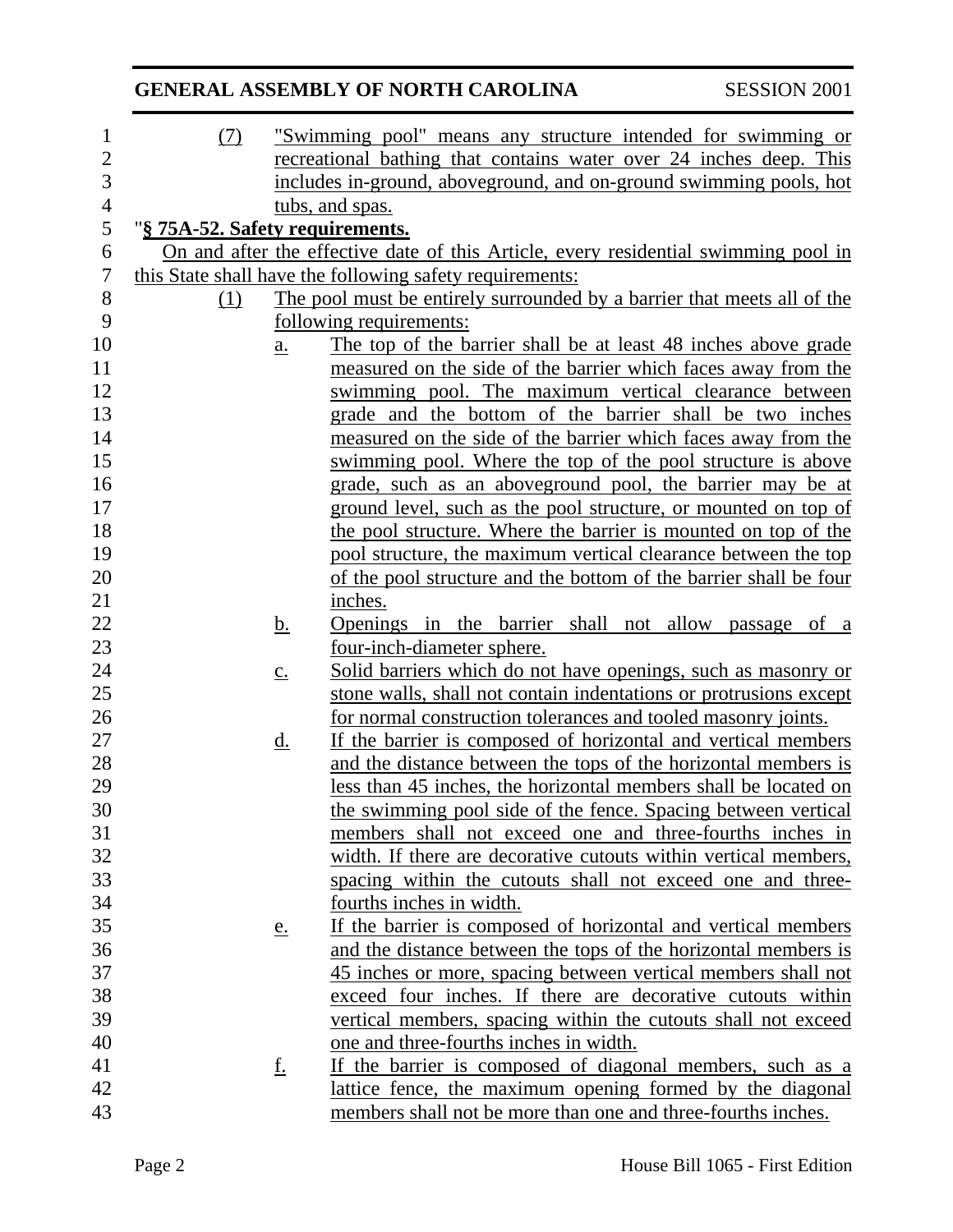(7) "Swimming pool" means any structure intended for swimming or recreational bathing that contains water over 24 inches deep. This includes in-ground, aboveground, and on-ground swimming pools, hot tubs, and spas.

"**§ 75A-52. Safety requirements.**

On and after the effective date of this Article, every residential swimming pool in this State shall have the following safety requirements:

(1) The pool must be entirely surrounded by a barrier that meets all of the following requirements:

a. The top of the barrier shall be at least 48 inches above grade measured on the side of the barrier which faces away from the swimming pool. The maximum vertical clearance between grade and the bottom of the barrier shall be two inches measured on the side of the barrier which faces away from the swimming pool. Where the top of the pool structure is above grade, such as an aboveground pool, the barrier may be at ground level, such as the pool structure, or mounted on top of the pool structure. Where the barrier is mounted on top of the pool structure, the maximum vertical clearance between the top of the pool structure and the bottom of the barrier shall be four inches.

b. Openings in the barrier shall not allow passage of a four-inch-diameter sphere.

c. Solid barriers which do not have openings, such as masonry or stone walls, shall not contain indentations or protrusions except for normal construction tolerances and tooled masonry joints.

d. If the barrier is composed of horizontal and vertical members and the distance between the tops of the horizontal members is less than 45 inches, the horizontal members shall be located on the swimming pool side of the fence. Spacing between vertical members shall not exceed one and three-fourths inches in width. If there are decorative cutouts within vertical members, spacing within the cutouts shall not exceed one and three-fourths inches in width.

e. If the barrier is composed of horizontal and vertical members and the distance between the tops of the horizontal members is 45 inches or more, spacing between vertical members shall not exceed four inches. If there are decorative cutouts within vertical members, spacing within the cutouts shall not exceed one and three-fourths inches in width.

f. If the barrier is composed of diagonal members, such as a lattice fence, the maximum opening formed by the diagonal members shall not be more than one and three-fourths inches.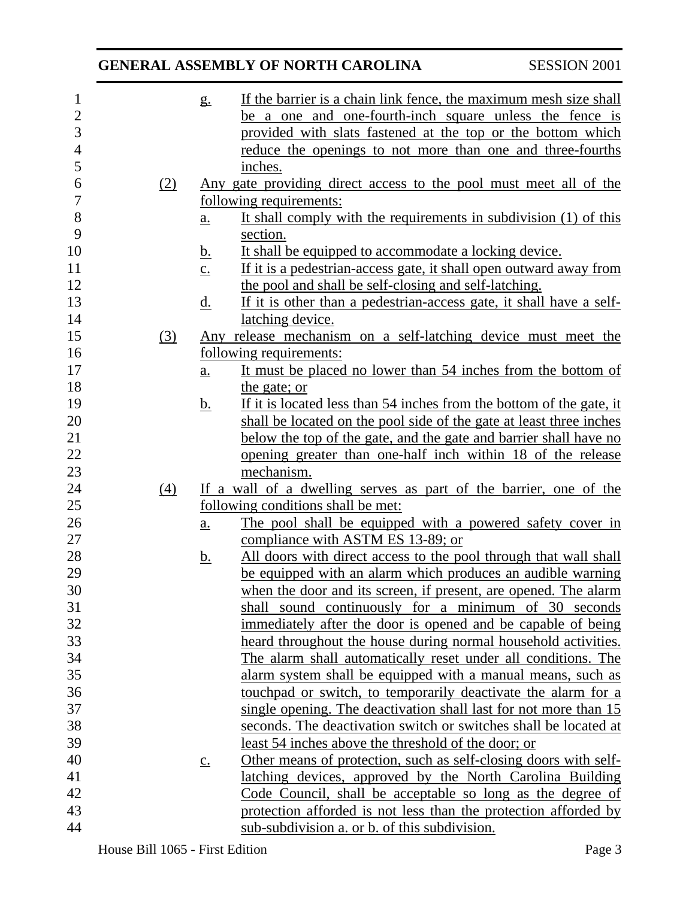g. If the barrier is a chain link fence, the maximum mesh size shall be a one and one-fourth-inch square unless the fence is provided with slats fastened at the top or the bottom which reduce the openings to not more than one and three-fourths inches.

(2) Any gate providing direct access to the pool must meet all of the following requirements:

a. It shall comply with the requirements in subdivision (1) of this section.

b. It shall be equipped to accommodate a locking device.

c. If it is a pedestrian-access gate, it shall open outward away from the pool and shall be self-closing and self-latching.

d. If it is other than a pedestrian-access gate, it shall have a self-latching device.

(3) Any release mechanism on a self-latching device must meet the following requirements:

a. It must be placed no lower than 54 inches from the bottom of the gate; or

b. If it is located less than 54 inches from the bottom of the gate, it shall be located on the pool side of the gate at least three inches below the top of the gate, and the gate and barrier shall have no opening greater than one-half inch within 18 of the release mechanism.

(4) If a wall of a dwelling serves as part of the barrier, one of the following conditions shall be met:

a. The pool shall be equipped with a powered safety cover in compliance with ASTM ES 13-89; or

b. All doors with direct access to the pool through that wall shall be equipped with an alarm which produces an audible warning when the door and its screen, if present, are opened. The alarm shall sound continuously for a minimum of 30 seconds immediately after the door is opened and be capable of being heard throughout the house during normal household activities. The alarm shall automatically reset under all conditions. The alarm system shall be equipped with a manual means, such as touchpad or switch, to temporarily deactivate the alarm for a single opening. The deactivation shall last for not more than 15 seconds. The deactivation switch or switches shall be located at least 54 inches above the threshold of the door; or

c. Other means of protection, such as self-closing doors with self-latching devices, approved by the North Carolina Building Code Council, shall be acceptable so long as the degree of protection afforded is not less than the protection afforded by sub-subdivision a. or b. of this subdivision.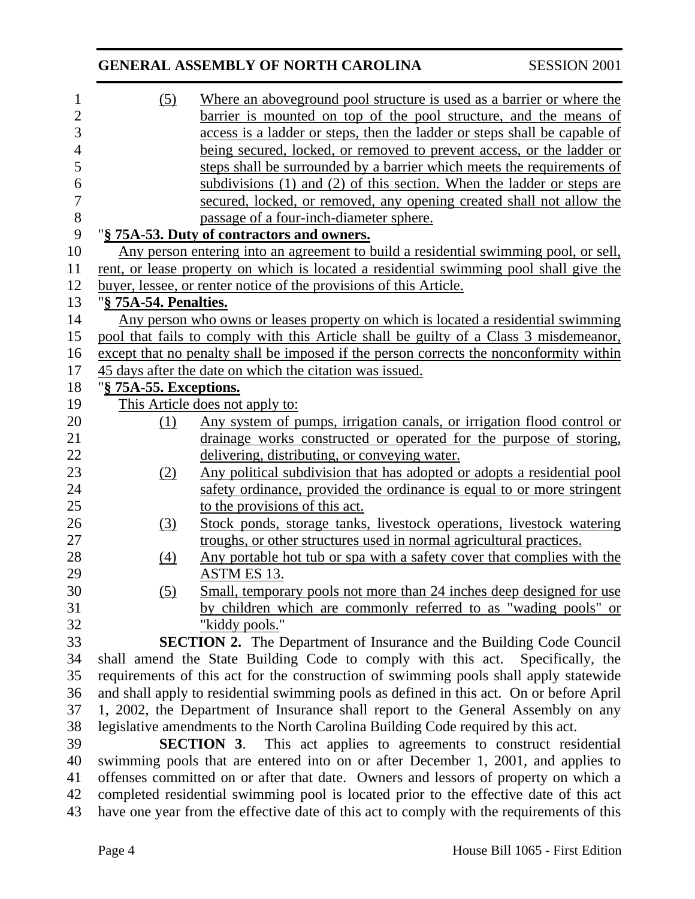(5) Where an aboveground pool structure is used as a barrier or where the barrier is mounted on top of the pool structure, and the means of access is a ladder or steps, then the ladder or steps shall be capable of being secured, locked, or removed to prevent access, or the ladder or steps shall be surrounded by a barrier which meets the requirements of subdivisions (1) and (2) of this section. When the ladder or steps are secured, locked, or removed, any opening created shall not allow the passage of a four-inch-diameter sphere.

"**§ 75A-53. Duty of contractors and owners.**

Any person entering into an agreement to build a residential swimming pool, or sell, rent, or lease property on which is located a residential swimming pool shall give the buyer, lessee, or renter notice of the provisions of this Article.

"**§ 75A-54. Penalties.**

Any person who owns or leases property on which is located a residential swimming pool that fails to comply with this Article shall be guilty of a Class 3 misdemeanor, except that no penalty shall be imposed if the person corrects the nonconformity within 45 days after the date on which the citation was issued.

"**§ 75A-55. Exceptions.**

This Article does not apply to:

(1) Any system of pumps, irrigation canals, or irrigation flood control or drainage works constructed or operated for the purpose of storing, delivering, distributing, or conveying water.

(2) Any political subdivision that has adopted or adopts a residential pool safety ordinance, provided the ordinance is equal to or more stringent to the provisions of this act.

(3) Stock ponds, storage tanks, livestock operations, livestock watering troughs, or other structures used in normal agricultural practices.

(4) Any portable hot tub or spa with a safety cover that complies with the ASTM ES 13.

(5) Small, temporary pools not more than 24 inches deep designed for use by children which are commonly referred to as "wading pools" or "kiddy pools."

**SECTION 2.** The Department of Insurance and the Building Code Council shall amend the State Building Code to comply with this act. Specifically, the requirements of this act for the construction of swimming pools shall apply statewide and shall apply to residential swimming pools as defined in this act. On or before April 1, 2002, the Department of Insurance shall report to the General Assembly on any legislative amendments to the North Carolina Building Code required by this act.

**SECTION 3**. This act applies to agreements to construct residential swimming pools that are entered into on or after December 1, 2001, and applies to offenses committed on or after that date. Owners and lessors of property on which a completed residential swimming pool is located prior to the effective date of this act have one year from the effective date of this act to comply with the requirements of this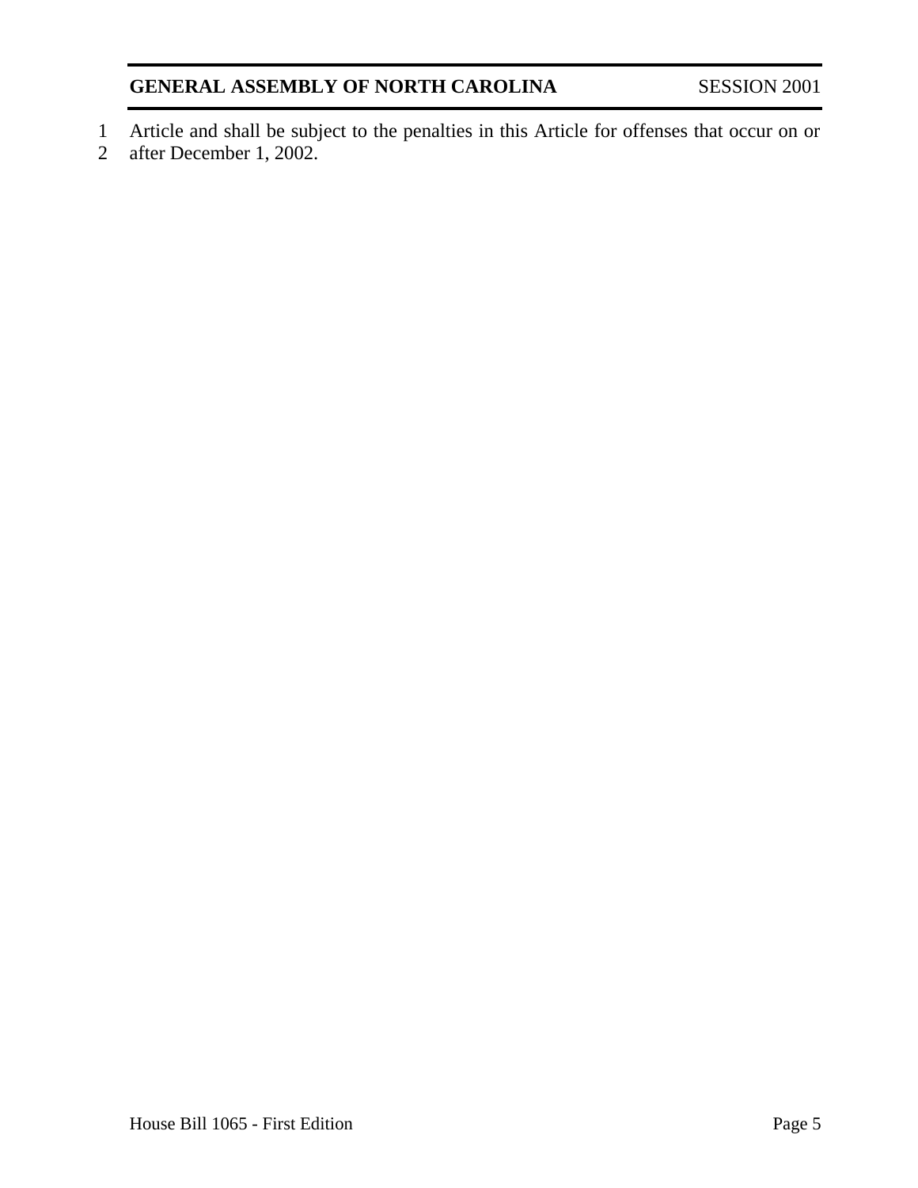Article and shall be subject to the penalties in this Article for offenses that occur on or after December 1, 2002.